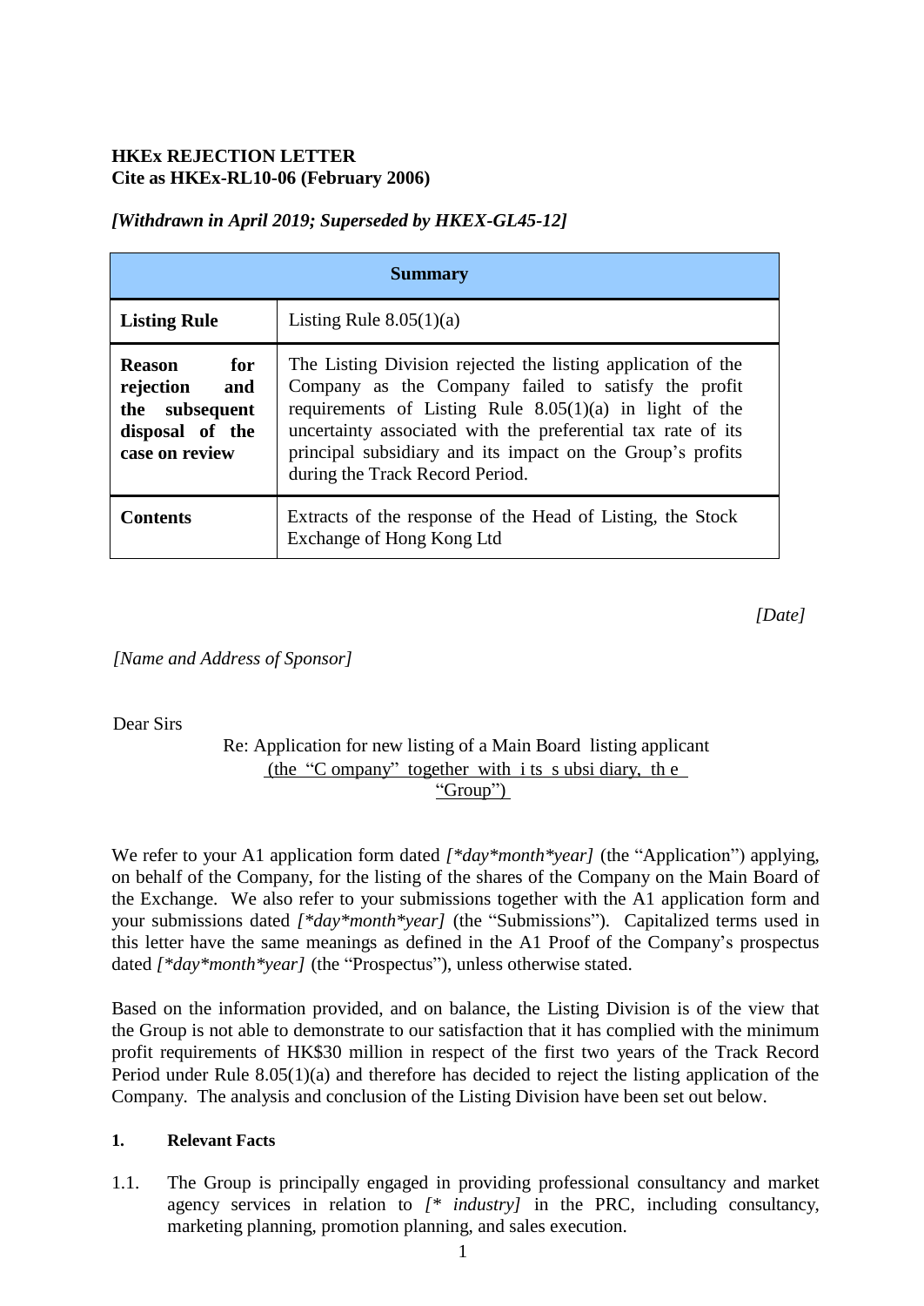**HKEx REJECTION LETTER**
**Cite as HKEx-RL10-06 (February 2006)**

*[Withdrawn in April 2019; Superseded by HKEX-GL45-12]*

| Summary | |
|---|---|
| **Listing Rule** | Listing Rule 8.05(1)(a) |
| **Reason for rejection and the subsequent disposal of the case on review** | The Listing Division rejected the listing application of the Company as the Company failed to satisfy the profit requirements of Listing Rule 8.05(1)(a) in light of the uncertainty associated with the preferential tax rate of its principal subsidiary and its impact on the Group's profits during the Track Record Period. |
| **Contents** | Extracts of the response of the Head of Listing, the Stock Exchange of Hong Kong Ltd |

*[Date]*

*[Name and Address of Sponsor]*

Dear Sirs

Re: Application for new listing of a Main Board listing applicant
(the "Company" together with its subsidiary, the "Group")

We refer to your A1 application form dated *[*day*month*year]* (the "Application") applying, on behalf of the Company, for the listing of the shares of the Company on the Main Board of the Exchange. We also refer to your submissions together with the A1 application form and your submissions dated *[*day*month*year]* (the "Submissions"). Capitalized terms used in this letter have the same meanings as defined in the A1 Proof of the Company's prospectus dated *[*day*month*year]* (the "Prospectus"), unless otherwise stated.

Based on the information provided, and on balance, the Listing Division is of the view that the Group is not able to demonstrate to our satisfaction that it has complied with the minimum profit requirements of HK$30 million in respect of the first two years of the Track Record Period under Rule 8.05(1)(a) and therefore has decided to reject the listing application of the Company. The analysis and conclusion of the Listing Division have been set out below.

**1. Relevant Facts**

1.1. The Group is principally engaged in providing professional consultancy and market agency services in relation to *[* industry]* in the PRC, including consultancy, marketing planning, promotion planning, and sales execution.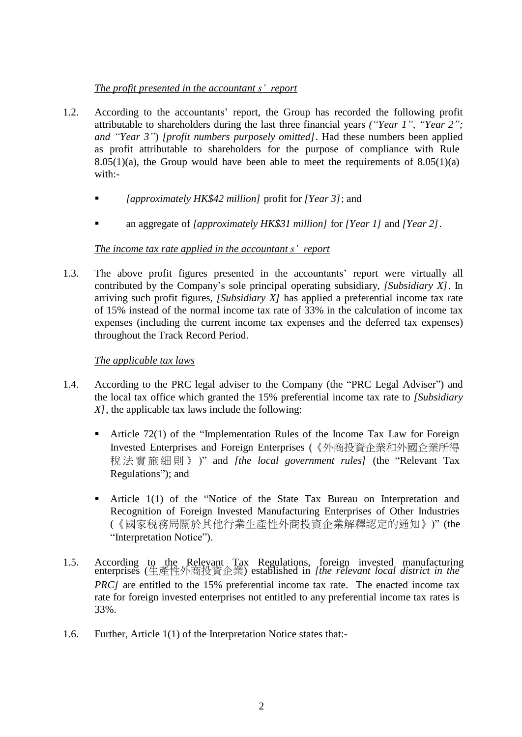*The profit presented in the accountant s' report*

1.2. According to the accountants' report, the Group has recorded the following profit attributable to shareholders during the last three financial years *("Year 1", "Year 2"; and "Year 3")* *[profit numbers purposely omitted]*. Had these numbers been applied as profit attributable to shareholders for the purpose of compliance with Rule 8.05(1)(a), the Group would have been able to meet the requirements of 8.05(1)(a) with:-

- *[approximately HK$42 million]* profit for *[Year 3]*; and
- an aggregate of *[approximately HK$31 million]* for *[Year 1]* and *[Year 2]*.

*The income tax rate applied in the accountant s' report*

1.3. The above profit figures presented in the accountants' report were virtually all contributed by the Company's sole principal operating subsidiary, *[Subsidiary X]*. In arriving such profit figures, *[Subsidiary X]* has applied a preferential income tax rate of 15% instead of the normal income tax rate of 33% in the calculation of income tax expenses (including the current income tax expenses and the deferred tax expenses) throughout the Track Record Period.

*The applicable tax laws*

1.4. According to the PRC legal adviser to the Company (the "PRC Legal Adviser") and the local tax office which granted the 15% preferential income tax rate to *[Subsidiary X]*, the applicable tax laws include the following:

- Article 72(1) of the "Implementation Rules of the Income Tax Law for Foreign Invested Enterprises and Foreign Enterprises (《外商投資企業和外國企業所得稅法實施細則》)" and *[the local government rules]* (the "Relevant Tax Regulations"); and
- Article 1(1) of the "Notice of the State Tax Bureau on Interpretation and Recognition of Foreign Invested Manufacturing Enterprises of Other Industries (《國家稅務局關於其他行業生產性外商投資企業解釋認定的通知》)" (the "Interpretation Notice").

1.5. According to the Relevant Tax Regulations, foreign invested manufacturing enterprises (生產性外商投資企業) established in *[the relevant local district in the PRC]* are entitled to the 15% preferential income tax rate. The enacted income tax rate for foreign invested enterprises not entitled to any preferential income tax rates is 33%.

1.6. Further, Article 1(1) of the Interpretation Notice states that:-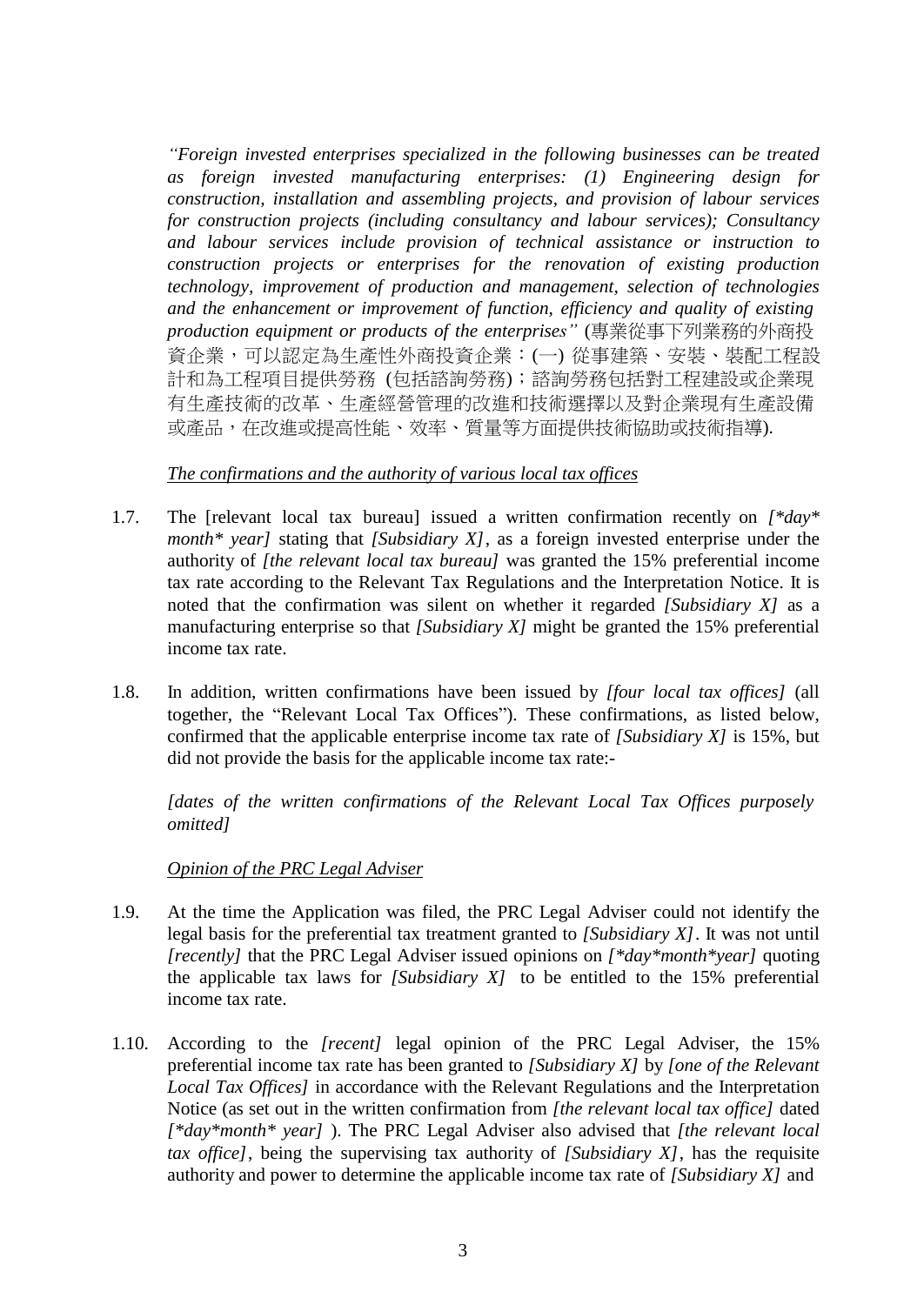*"Foreign invested enterprises specialized in the following businesses can be treated as foreign invested manufacturing enterprises: (1) Engineering design for construction, installation and assembling projects, and provision of labour services for construction projects (including consultancy and labour services); Consultancy and labour services include provision of technical assistance or instruction to construction projects or enterprises for the renovation of existing production technology, improvement of production and management, selection of technologies and the enhancement or improvement of function, efficiency and quality of existing production equipment or products of the enterprises"* (專業從事下列業務的外商投資企業，可以認定為生產性外商投資企業：(一) 從事建築、安裝、裝配工程設計和為工程項目提供勞務 (包括諮詢勞務)；諮詢勞務包括對工程建設或企業現有生產技術的改革、生產經營管理的改進和技術選擇以及對企業現有生產設備或產品，在改進或提高性能、效率、質量等方面提供技術協助或技術指導).

*The confirmations and the authority of various local tax offices*

1.7. The [relevant local tax bureau] issued a written confirmation recently on *[*day* month* year]* stating that *[Subsidiary X]*, as a foreign invested enterprise under the authority of *[the relevant local tax bureau]* was granted the 15% preferential income tax rate according to the Relevant Tax Regulations and the Interpretation Notice. It is noted that the confirmation was silent on whether it regarded *[Subsidiary X]* as a manufacturing enterprise so that *[Subsidiary X]* might be granted the 15% preferential income tax rate.

1.8. In addition, written confirmations have been issued by *[four local tax offices]* (all together, the "Relevant Local Tax Offices"). These confirmations, as listed below, confirmed that the applicable enterprise income tax rate of *[Subsidiary X]* is 15%, but did not provide the basis for the applicable income tax rate:-

*[dates of the written confirmations of the Relevant Local Tax Offices purposely omitted]*

*Opinion of the PRC Legal Adviser*

1.9. At the time the Application was filed, the PRC Legal Adviser could not identify the legal basis for the preferential tax treatment granted to *[Subsidiary X]*. It was not until *[recently]* that the PRC Legal Adviser issued opinions on *[*day*month*year]* quoting the applicable tax laws for *[Subsidiary X]* to be entitled to the 15% preferential income tax rate.

1.10. According to the *[recent]* legal opinion of the PRC Legal Adviser, the 15% preferential income tax rate has been granted to *[Subsidiary X]* by *[one of the Relevant Local Tax Offices]* in accordance with the Relevant Regulations and the Interpretation Notice (as set out in the written confirmation from *[the relevant local tax office]* dated *[*day*month* year]* ). The PRC Legal Adviser also advised that *[the relevant local tax office]*, being the supervising tax authority of *[Subsidiary X]*, has the requisite authority and power to determine the applicable income tax rate of *[Subsidiary X]* and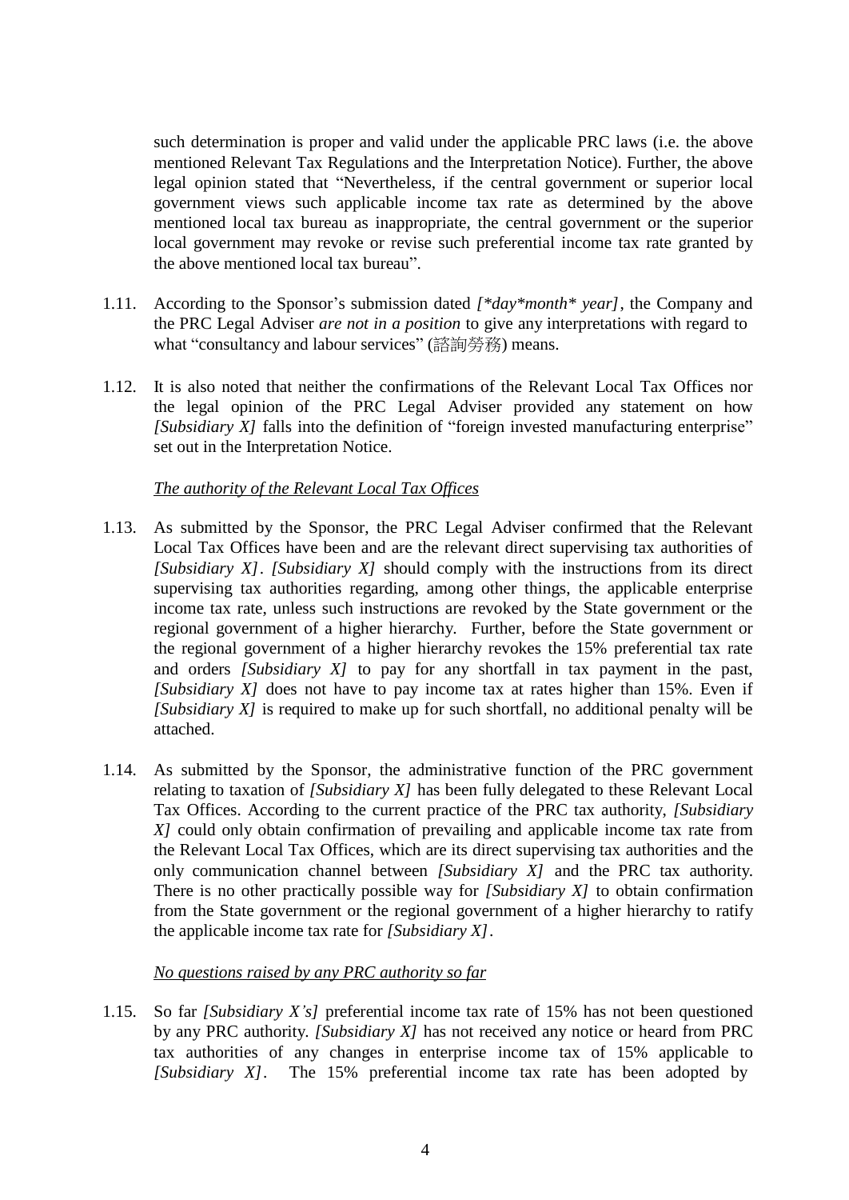such determination is proper and valid under the applicable PRC laws (i.e. the above mentioned Relevant Tax Regulations and the Interpretation Notice). Further, the above legal opinion stated that "Nevertheless, if the central government or superior local government views such applicable income tax rate as determined by the above mentioned local tax bureau as inappropriate, the central government or the superior local government may revoke or revise such preferential income tax rate granted by the above mentioned local tax bureau".

1.11. According to the Sponsor's submission dated *[\*day\*month\* year]*, the Company and the PRC Legal Adviser *are not in a position* to give any interpretations with regard to what "consultancy and labour services" (諮詢勞務) means.

1.12. It is also noted that neither the confirmations of the Relevant Local Tax Offices nor the legal opinion of the PRC Legal Adviser provided any statement on how *[Subsidiary X]* falls into the definition of "foreign invested manufacturing enterprise" set out in the Interpretation Notice.

*The authority of the Relevant Local Tax Offices*

1.13. As submitted by the Sponsor, the PRC Legal Adviser confirmed that the Relevant Local Tax Offices have been and are the relevant direct supervising tax authorities of *[Subsidiary X]*. *[Subsidiary X]* should comply with the instructions from its direct supervising tax authorities regarding, among other things, the applicable enterprise income tax rate, unless such instructions are revoked by the State government or the regional government of a higher hierarchy. Further, before the State government or the regional government of a higher hierarchy revokes the 15% preferential tax rate and orders *[Subsidiary X]* to pay for any shortfall in tax payment in the past, *[Subsidiary X]* does not have to pay income tax at rates higher than 15%. Even if *[Subsidiary X]* is required to make up for such shortfall, no additional penalty will be attached.

1.14. As submitted by the Sponsor, the administrative function of the PRC government relating to taxation of *[Subsidiary X]* has been fully delegated to these Relevant Local Tax Offices. According to the current practice of the PRC tax authority, *[Subsidiary X]* could only obtain confirmation of prevailing and applicable income tax rate from the Relevant Local Tax Offices, which are its direct supervising tax authorities and the only communication channel between *[Subsidiary X]* and the PRC tax authority. There is no other practically possible way for *[Subsidiary X]* to obtain confirmation from the State government or the regional government of a higher hierarchy to ratify the applicable income tax rate for *[Subsidiary X]*.

*No questions raised by any PRC authority so far*

1.15. So far *[Subsidiary X's]* preferential income tax rate of 15% has not been questioned by any PRC authority. *[Subsidiary X]* has not received any notice or heard from PRC tax authorities of any changes in enterprise income tax of 15% applicable to *[Subsidiary X]*. The 15% preferential income tax rate has been adopted by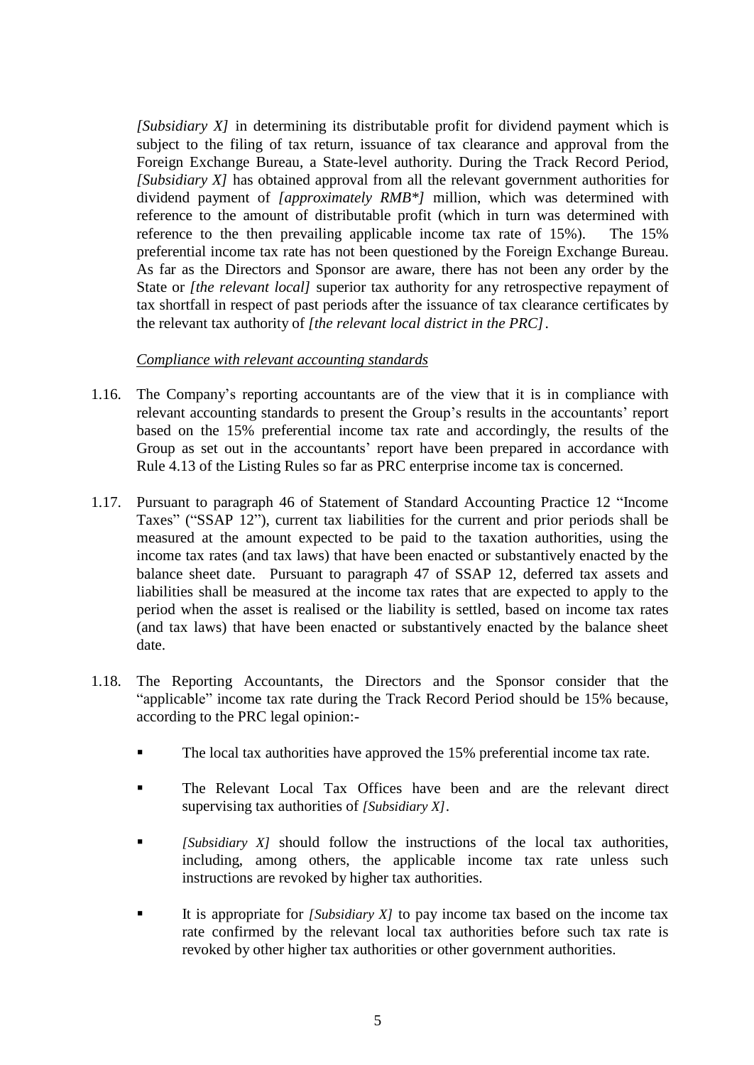*[Subsidiary X]* in determining its distributable profit for dividend payment which is subject to the filing of tax return, issuance of tax clearance and approval from the Foreign Exchange Bureau, a State-level authority. During the Track Record Period, *[Subsidiary X]* has obtained approval from all the relevant government authorities for dividend payment of *[approximately RMB*]* million, which was determined with reference to the amount of distributable profit (which in turn was determined with reference to the then prevailing applicable income tax rate of 15%). The 15% preferential income tax rate has not been questioned by the Foreign Exchange Bureau. As far as the Directors and Sponsor are aware, there has not been any order by the State or *[the relevant local]* superior tax authority for any retrospective repayment of tax shortfall in respect of past periods after the issuance of tax clearance certificates by the relevant tax authority of *[the relevant local district in the PRC]*.

*Compliance with relevant accounting standards*

1.16. The Company's reporting accountants are of the view that it is in compliance with relevant accounting standards to present the Group's results in the accountants' report based on the 15% preferential income tax rate and accordingly, the results of the Group as set out in the accountants' report have been prepared in accordance with Rule 4.13 of the Listing Rules so far as PRC enterprise income tax is concerned.

1.17. Pursuant to paragraph 46 of Statement of Standard Accounting Practice 12 "Income Taxes" ("SSAP 12"), current tax liabilities for the current and prior periods shall be measured at the amount expected to be paid to the taxation authorities, using the income tax rates (and tax laws) that have been enacted or substantively enacted by the balance sheet date. Pursuant to paragraph 47 of SSAP 12, deferred tax assets and liabilities shall be measured at the income tax rates that are expected to apply to the period when the asset is realised or the liability is settled, based on income tax rates (and tax laws) that have been enacted or substantively enacted by the balance sheet date.

1.18. The Reporting Accountants, the Directors and the Sponsor consider that the "applicable" income tax rate during the Track Record Period should be 15% because, according to the PRC legal opinion:-

- The local tax authorities have approved the 15% preferential income tax rate.
- The Relevant Local Tax Offices have been and are the relevant direct supervising tax authorities of *[Subsidiary X]*.
- *[Subsidiary X]* should follow the instructions of the local tax authorities, including, among others, the applicable income tax rate unless such instructions are revoked by higher tax authorities.
- It is appropriate for *[Subsidiary X]* to pay income tax based on the income tax rate confirmed by the relevant local tax authorities before such tax rate is revoked by other higher tax authorities or other government authorities.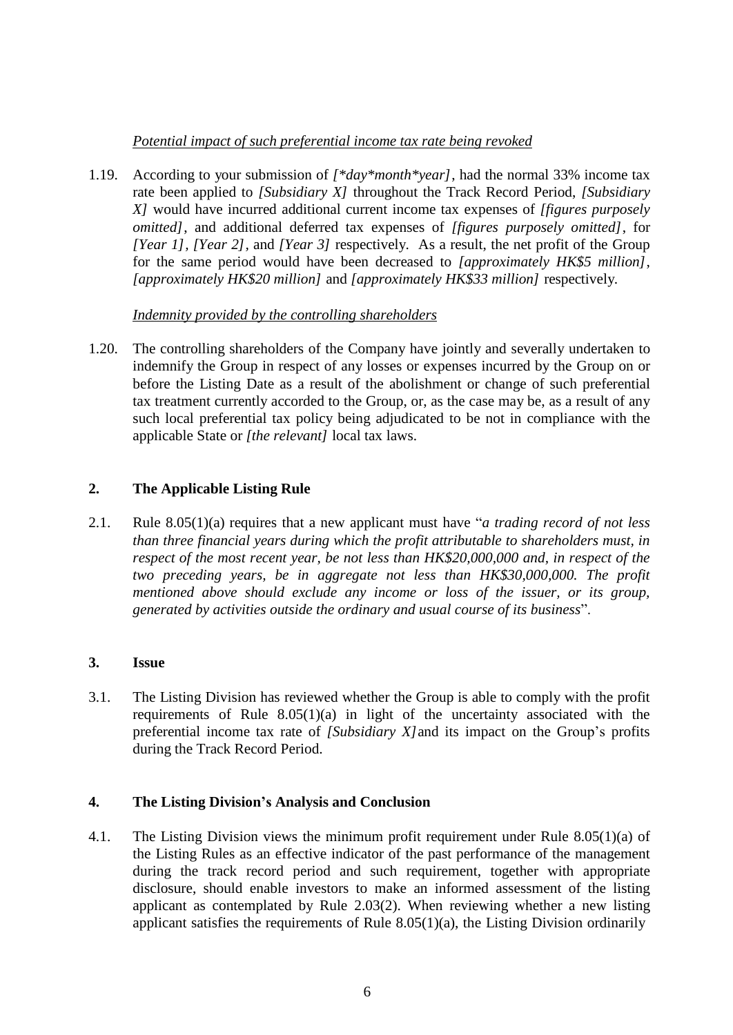*Potential impact of such preferential income tax rate being revoked*

1.19. According to your submission of *[*day*month*year]*, had the normal 33% income tax rate been applied to *[Subsidiary X]* throughout the Track Record Period, *[Subsidiary X]* would have incurred additional current income tax expenses of *[figures purposely omitted]*, and additional deferred tax expenses of *[figures purposely omitted]*, for *[Year 1]*, *[Year 2]*, and *[Year 3]* respectively. As a result, the net profit of the Group for the same period would have been decreased to *[approximately HK$5 million]*, *[approximately HK$20 million]* and *[approximately HK$33 million]* respectively.

*Indemnity provided by the controlling shareholders*

1.20. The controlling shareholders of the Company have jointly and severally undertaken to indemnify the Group in respect of any losses or expenses incurred by the Group on or before the Listing Date as a result of the abolishment or change of such preferential tax treatment currently accorded to the Group, or, as the case may be, as a result of any such local preferential tax policy being adjudicated to be not in compliance with the applicable State or *[the relevant]* local tax laws.

## 2. The Applicable Listing Rule

2.1. Rule 8.05(1)(a) requires that a new applicant must have "*a trading record of not less than three financial years during which the profit attributable to shareholders must, in respect of the most recent year, be not less than HK$20,000,000 and, in respect of the two preceding years, be in aggregate not less than HK$30,000,000. The profit mentioned above should exclude any income or loss of the issuer, or its group, generated by activities outside the ordinary and usual course of its business*".

## 3. Issue

3.1. The Listing Division has reviewed whether the Group is able to comply with the profit requirements of Rule 8.05(1)(a) in light of the uncertainty associated with the preferential income tax rate of *[Subsidiary X]* and its impact on the Group's profits during the Track Record Period.

## 4. The Listing Division's Analysis and Conclusion

4.1. The Listing Division views the minimum profit requirement under Rule 8.05(1)(a) of the Listing Rules as an effective indicator of the past performance of the management during the track record period and such requirement, together with appropriate disclosure, should enable investors to make an informed assessment of the listing applicant as contemplated by Rule 2.03(2). When reviewing whether a new listing applicant satisfies the requirements of Rule 8.05(1)(a), the Listing Division ordinarily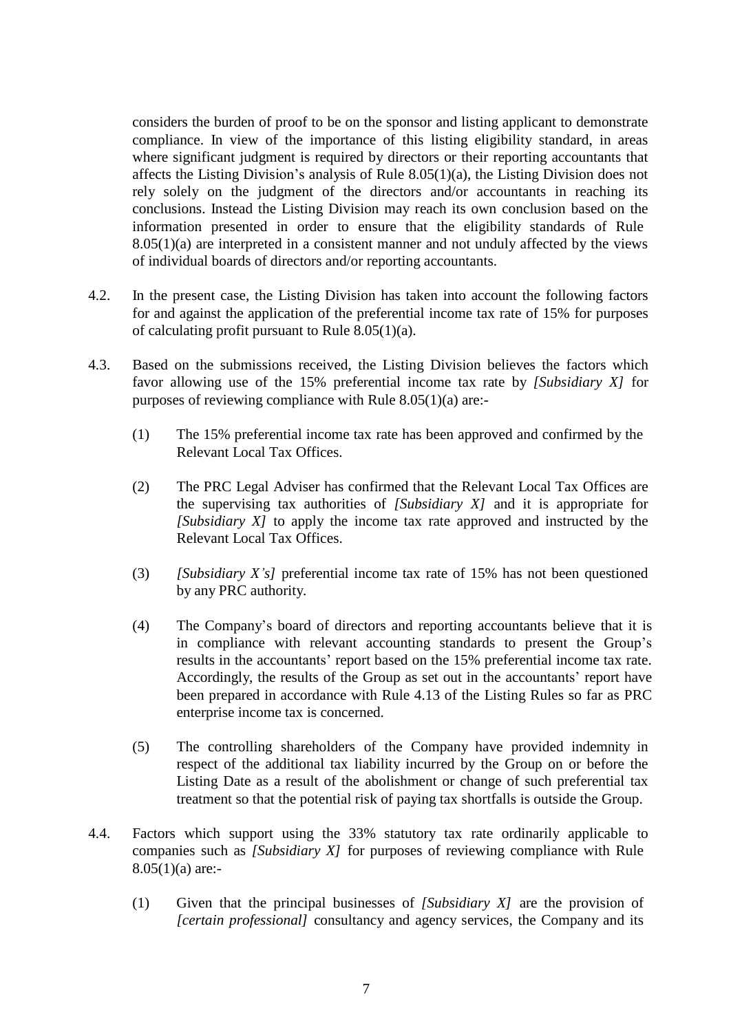considers the burden of proof to be on the sponsor and listing applicant to demonstrate compliance. In view of the importance of this listing eligibility standard, in areas where significant judgment is required by directors or their reporting accountants that affects the Listing Division's analysis of Rule 8.05(1)(a), the Listing Division does not rely solely on the judgment of the directors and/or accountants in reaching its conclusions. Instead the Listing Division may reach its own conclusion based on the information presented in order to ensure that the eligibility standards of Rule 8.05(1)(a) are interpreted in a consistent manner and not unduly affected by the views of individual boards of directors and/or reporting accountants.

4.2. In the present case, the Listing Division has taken into account the following factors for and against the application of the preferential income tax rate of 15% for purposes of calculating profit pursuant to Rule 8.05(1)(a).

4.3. Based on the submissions received, the Listing Division believes the factors which favor allowing use of the 15% preferential income tax rate by *[Subsidiary X]* for purposes of reviewing compliance with Rule 8.05(1)(a) are:-

(1) The 15% preferential income tax rate has been approved and confirmed by the Relevant Local Tax Offices.

(2) The PRC Legal Adviser has confirmed that the Relevant Local Tax Offices are the supervising tax authorities of *[Subsidiary X]* and it is appropriate for *[Subsidiary X]* to apply the income tax rate approved and instructed by the Relevant Local Tax Offices.

(3) *[Subsidiary X's]* preferential income tax rate of 15% has not been questioned by any PRC authority.

(4) The Company's board of directors and reporting accountants believe that it is in compliance with relevant accounting standards to present the Group's results in the accountants' report based on the 15% preferential income tax rate. Accordingly, the results of the Group as set out in the accountants' report have been prepared in accordance with Rule 4.13 of the Listing Rules so far as PRC enterprise income tax is concerned.

(5) The controlling shareholders of the Company have provided indemnity in respect of the additional tax liability incurred by the Group on or before the Listing Date as a result of the abolishment or change of such preferential tax treatment so that the potential risk of paying tax shortfalls is outside the Group.

4.4. Factors which support using the 33% statutory tax rate ordinarily applicable to companies such as *[Subsidiary X]* for purposes of reviewing compliance with Rule 8.05(1)(a) are:-

(1) Given that the principal businesses of *[Subsidiary X]* are the provision of *[certain professional]* consultancy and agency services, the Company and its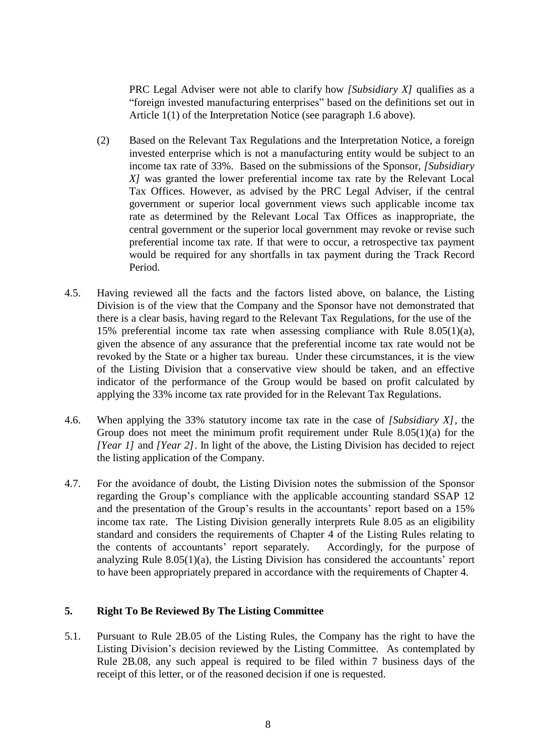PRC Legal Adviser were not able to clarify how *[Subsidiary X]* qualifies as a "foreign invested manufacturing enterprises" based on the definitions set out in Article 1(1) of the Interpretation Notice (see paragraph 1.6 above).

(2) Based on the Relevant Tax Regulations and the Interpretation Notice, a foreign invested enterprise which is not a manufacturing entity would be subject to an income tax rate of 33%. Based on the submissions of the Sponsor, *[Subsidiary X]* was granted the lower preferential income tax rate by the Relevant Local Tax Offices. However, as advised by the PRC Legal Adviser, if the central government or superior local government views such applicable income tax rate as determined by the Relevant Local Tax Offices as inappropriate, the central government or the superior local government may revoke or revise such preferential income tax rate. If that were to occur, a retrospective tax payment would be required for any shortfalls in tax payment during the Track Record Period.

4.5. Having reviewed all the facts and the factors listed above, on balance, the Listing Division is of the view that the Company and the Sponsor have not demonstrated that there is a clear basis, having regard to the Relevant Tax Regulations, for the use of the 15% preferential income tax rate when assessing compliance with Rule 8.05(1)(a), given the absence of any assurance that the preferential income tax rate would not be revoked by the State or a higher tax bureau. Under these circumstances, it is the view of the Listing Division that a conservative view should be taken, and an effective indicator of the performance of the Group would be based on profit calculated by applying the 33% income tax rate provided for in the Relevant Tax Regulations.

4.6. When applying the 33% statutory income tax rate in the case of *[Subsidiary X]*, the Group does not meet the minimum profit requirement under Rule 8.05(1)(a) for the *[Year 1]* and *[Year 2]*. In light of the above, the Listing Division has decided to reject the listing application of the Company.

4.7. For the avoidance of doubt, the Listing Division notes the submission of the Sponsor regarding the Group's compliance with the applicable accounting standard SSAP 12 and the presentation of the Group's results in the accountants' report based on a 15% income tax rate. The Listing Division generally interprets Rule 8.05 as an eligibility standard and considers the requirements of Chapter 4 of the Listing Rules relating to the contents of accountants' report separately. Accordingly, for the purpose of analyzing Rule 8.05(1)(a), the Listing Division has considered the accountants' report to have been appropriately prepared in accordance with the requirements of Chapter 4.

## 5. Right To Be Reviewed By The Listing Committee

5.1. Pursuant to Rule 2B.05 of the Listing Rules, the Company has the right to have the Listing Division's decision reviewed by the Listing Committee. As contemplated by Rule 2B.08, any such appeal is required to be filed within 7 business days of the receipt of this letter, or of the reasoned decision if one is requested.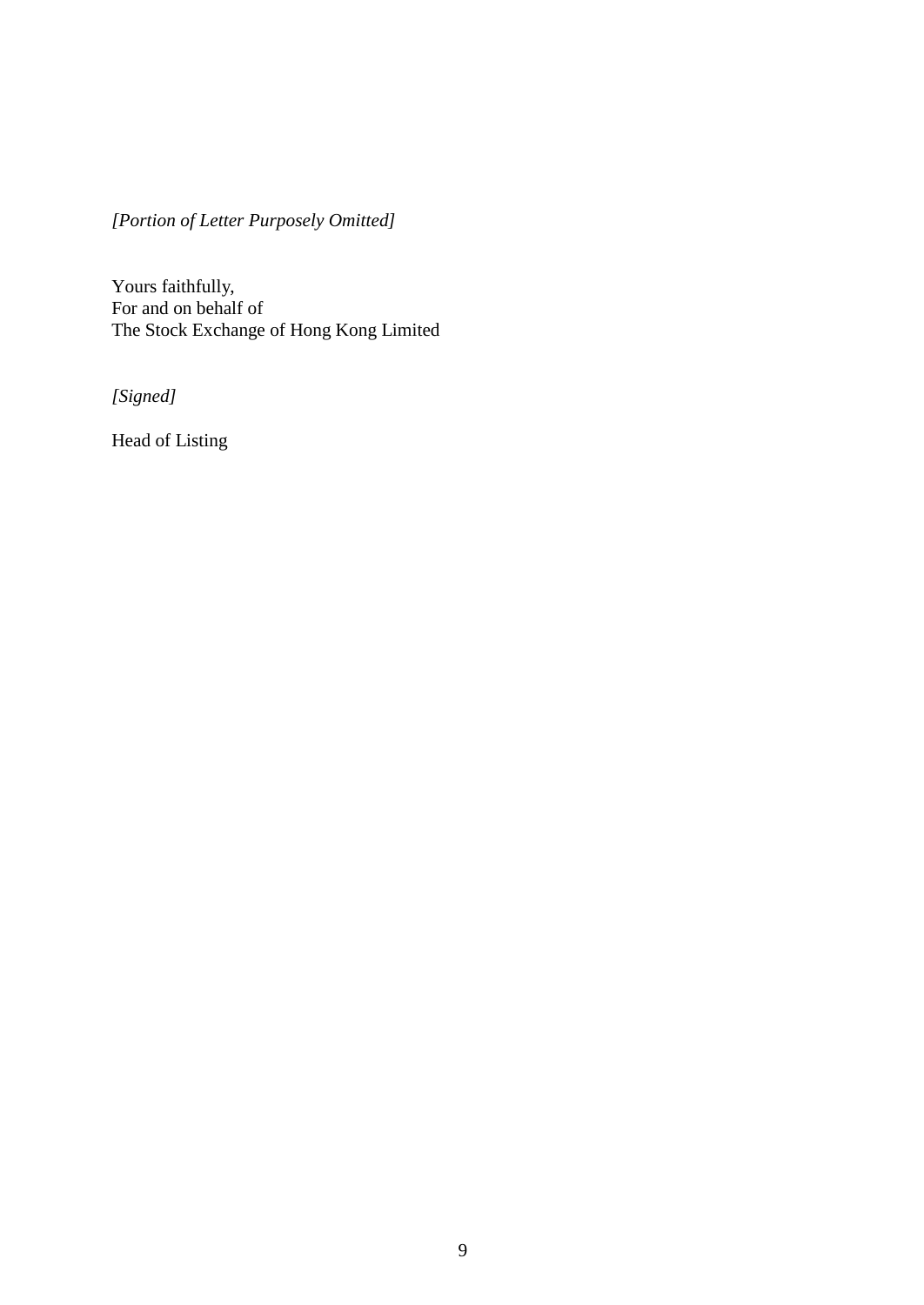*[Portion of Letter Purposely Omitted]*

Yours faithfully,
For and on behalf of
The Stock Exchange of Hong Kong Limited

*[Signed]*

Head of Listing